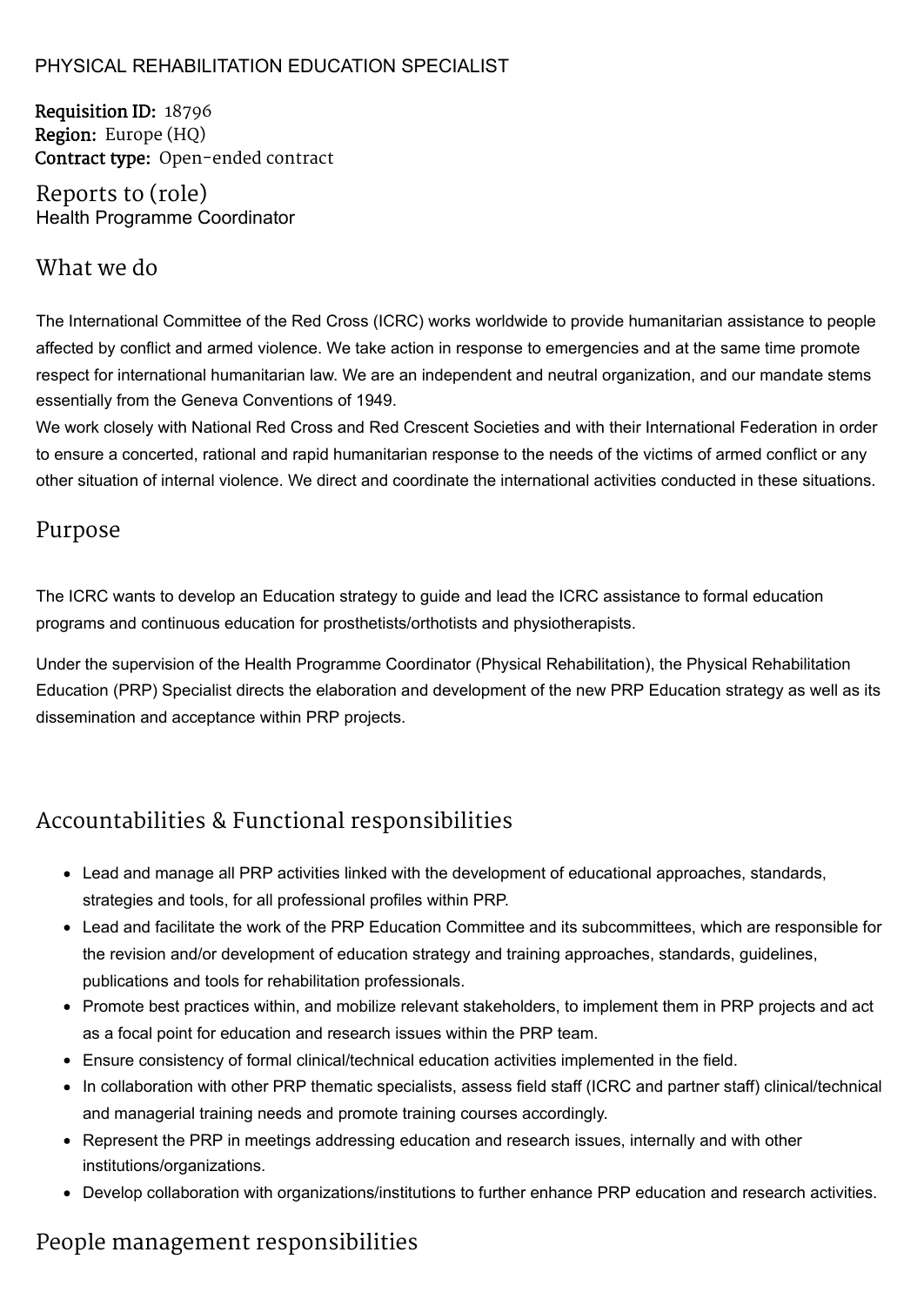# PHYSICAL REHABILITATION EDUCATION SPECIALIST

**Requisition ID:** 18796
**Region:** Europe (HQ)
**Contract type:** Open-ended contract

## Reports to (role)

Health Programme Coordinator

## What we do

The International Committee of the Red Cross (ICRC) works worldwide to provide humanitarian assistance to people affected by conflict and armed violence. We take action in response to emergencies and at the same time promote respect for international humanitarian law. We are an independent and neutral organization, and our mandate stems essentially from the Geneva Conventions of 1949.
We work closely with National Red Cross and Red Crescent Societies and with their International Federation in order to ensure a concerted, rational and rapid humanitarian response to the needs of the victims of armed conflict or any other situation of internal violence. We direct and coordinate the international activities conducted in these situations.

## Purpose

The ICRC wants to develop an Education strategy to guide and lead the ICRC assistance to formal education programs and continuous education for prosthetists/orthotists and physiotherapists.

Under the supervision of the Health Programme Coordinator (Physical Rehabilitation), the Physical Rehabilitation Education (PRP) Specialist directs the elaboration and development of the new PRP Education strategy as well as its dissemination and acceptance within PRP projects.

## Accountabilities & Functional responsibilities

- Lead and manage all PRP activities linked with the development of educational approaches, standards, strategies and tools, for all professional profiles within PRP.
- Lead and facilitate the work of the PRP Education Committee and its subcommittees, which are responsible for the revision and/or development of education strategy and training approaches, standards, guidelines, publications and tools for rehabilitation professionals.
- Promote best practices within, and mobilize relevant stakeholders, to implement them in PRP projects and act as a focal point for education and research issues within the PRP team.
- Ensure consistency of formal clinical/technical education activities implemented in the field.
- In collaboration with other PRP thematic specialists, assess field staff (ICRC and partner staff) clinical/technical and managerial training needs and promote training courses accordingly.
- Represent the PRP in meetings addressing education and research issues, internally and with other institutions/organizations.
- Develop collaboration with organizations/institutions to further enhance PRP education and research activities.

## People management responsibilities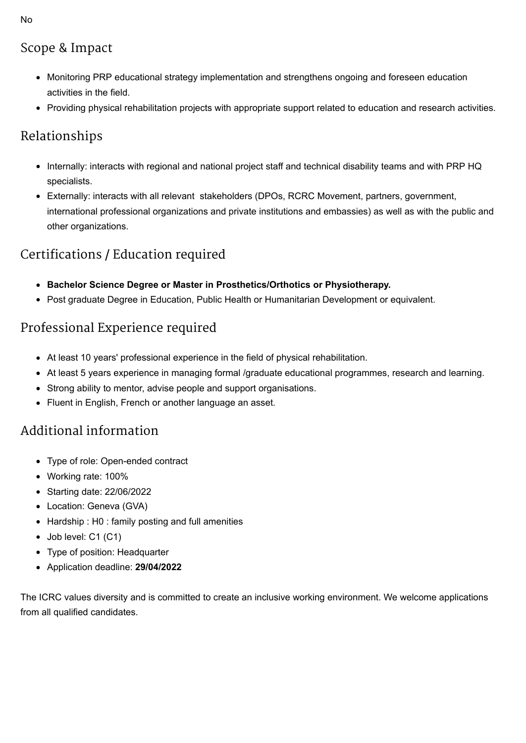No

## Scope & Impact

- Monitoring PRP educational strategy implementation and strengthens ongoing and foreseen education activities in the field.
- Providing physical rehabilitation projects with appropriate support related to education and research activities.

## Relationships

- Internally: interacts with regional and national project staff and technical disability teams and with PRP HQ specialists.
- Externally: interacts with all relevant stakeholders (DPOs, RCRC Movement, partners, government, international professional organizations and private institutions and embassies) as well as with the public and other organizations.

## Certifications / Education required

- **Bachelor Science Degree or Master in Prosthetics/Orthotics or Physiotherapy.**
- Post graduate Degree in Education, Public Health or Humanitarian Development or equivalent.

## Professional Experience required

- At least 10 years' professional experience in the field of physical rehabilitation.
- At least 5 years experience in managing formal /graduate educational programmes, research and learning.
- Strong ability to mentor, advise people and support organisations.
- Fluent in English, French or another language an asset.

## Additional information

- Type of role: Open-ended contract
- Working rate: 100%
- Starting date: 22/06/2022
- Location: Geneva (GVA)
- Hardship : H0 : family posting and full amenities
- Job level: C1 (C1)
- Type of position: Headquarter
- Application deadline: **29/04/2022**

The ICRC values diversity and is committed to create an inclusive working environment. We welcome applications from all qualified candidates.